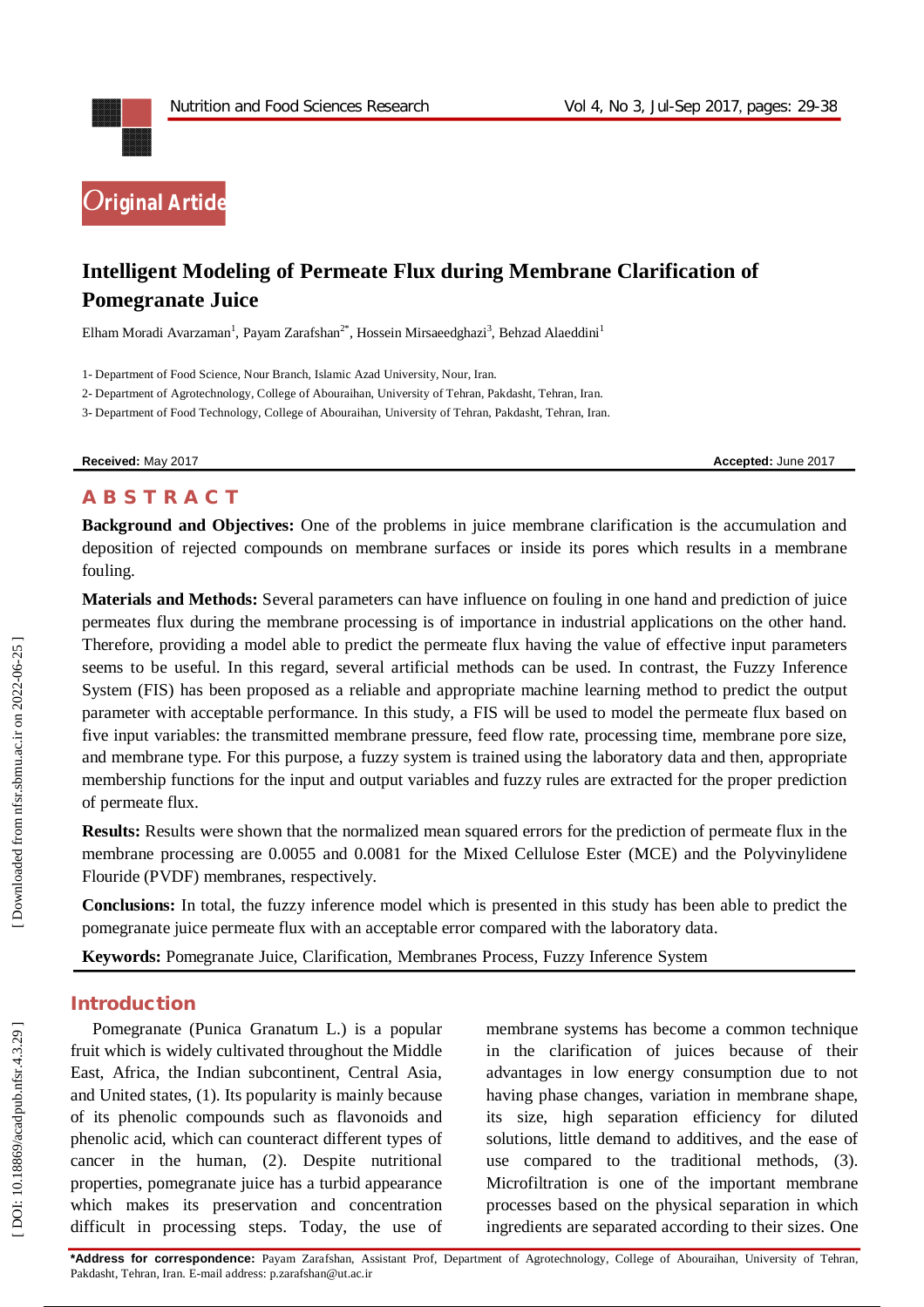Original Article

# Intelligent Modeling of Permeate Flux during Membrane Clarification of Pomegranate Juice

Elham Moradi Avarzaman[1], Payam Zarafshan[2*], Hossein Mirsaeedghazi[3], Behzad Alaeddini[1]

1- Department of Food Science, Nour Branch, Islamic Azad University, Nour, Iran.

2- Department of Agrotechnology, College of Abouraihan, University of Tehran, Pakdasht, Tehran, Iran.

3- Department of Food Technology, College of Abouraihan, University of Tehran, Pakdasht, Tehran, Iran.

**Received:** May 2017 **Accepted:** June 2017

## ABSTRACT

**Background and Objectives:** One of the problems in juice membrane clarification is the accumulation and deposition of rejected compounds on membrane surfaces or inside its pores which results in a membrane fouling.

**Materials and Methods:** Several parameters can have influence on fouling in one hand and prediction of juice permeates flux during the membrane processing is of importance in industrial applications on the other hand. Therefore, providing a model able to predict the permeate flux having the value of effective input parameters seems to be useful. In this regard, several artificial methods can be used. In contrast, the Fuzzy Inference System (FIS) has been proposed as a reliable and appropriate machine learning method to predict the output parameter with acceptable performance. In this study, a FIS will be used to model the permeate flux based on five input variables: the transmitted membrane pressure, feed flow rate, processing time, membrane pore size, and membrane type. For this purpose, a fuzzy system is trained using the laboratory data and then, appropriate membership functions for the input and output variables and fuzzy rules are extracted for the proper prediction of permeate flux.

**Results:** Results were shown that the normalized mean squared errors for the prediction of permeate flux in the membrane processing are 0.0055 and 0.0081 for the Mixed Cellulose Ester (MCE) and the Polyvinylidene Flouride (PVDF) membranes, respectively.

**Conclusions:** In total, the fuzzy inference model which is presented in this study has been able to predict the pomegranate juice permeate flux with an acceptable error compared with the laboratory data.

**Keywords:** Pomegranate Juice, Clarification, Membranes Process, Fuzzy Inference System

## Introduction

Pomegranate (Punica Granatum L.) is a popular fruit which is widely cultivated throughout the Middle East, Africa, the Indian subcontinent, Central Asia, and United states, (1). Its popularity is mainly because of its phenolic compounds such as flavonoids and phenolic acid, which can counteract different types of cancer in the human, (2). Despite nutritional properties, pomegranate juice has a turbid appearance which makes its preservation and concentration difficult in processing steps. Today, the use of membrane systems has become a common technique in the clarification of juices because of their advantages in low energy consumption due to not having phase changes, variation in membrane shape, its size, high separation efficiency for diluted solutions, little demand to additives, and the ease of use compared to the traditional methods, (3). Microfiltration is one of the important membrane processes based on the physical separation in which ingredients are separated according to their sizes. One

**\*Address for correspondence:** Payam Zarafshan, Assistant Prof, Department of Agrotechnology, College of Abouraihan, University of Tehran, Pakdasht, Tehran, Iran. E-mail address: p.zarafshan@ut.ac.ir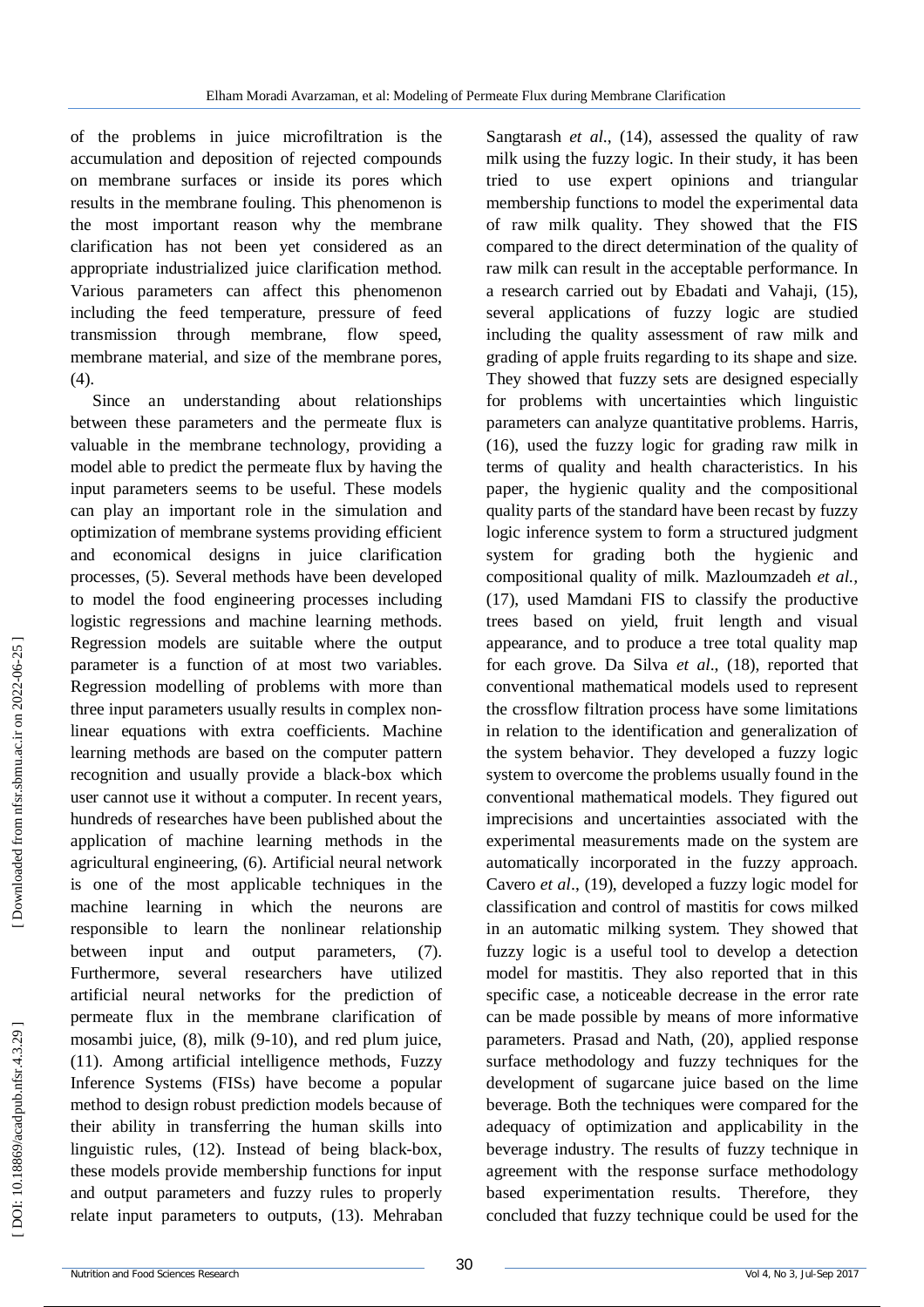of the problems in juice microfiltration is the accumulation and deposition of rejected compounds on membrane surfaces or inside its pores which results in the membrane fouling. This phenomenon is the most important reason why the membrane clarification has not been yet considered as an appropriate industrialized juice clarification method. Various parameters can affect this phenomenon including the feed temperature, pressure of feed transmission through membrane, flow speed, membrane material, and size of the membrane pores, (4).

Since an understanding about relationships between these parameters and the permeate flux is valuable in the membrane technology, providing a model able to predict the permeate flux by having the input parameters seems to be useful. These models can play an important role in the simulation and optimization of membrane systems providing efficient and economical designs in juice clarification processes, (5). Several methods have been developed to model the food engineering processes including logistic regressions and machine learning methods. Regression models are suitable where the output parameter is a function of at most two variables. Regression modelling of problems with more than three input parameters usually results in complex non-linear equations with extra coefficients. Machine learning methods are based on the computer pattern recognition and usually provide a black-box which user cannot use it without a computer. In recent years, hundreds of researches have been published about the application of machine learning methods in the agricultural engineering, (6). Artificial neural network is one of the most applicable techniques in the machine learning in which the neurons are responsible to learn the nonlinear relationship between input and output parameters, (7). Furthermore, several researchers have utilized artificial neural networks for the prediction of permeate flux in the membrane clarification of mosambi juice, (8), milk (9-10), and red plum juice, (11). Among artificial intelligence methods, Fuzzy Inference Systems (FISs) have become a popular method to design robust prediction models because of their ability in transferring the human skills into linguistic rules, (12). Instead of being black-box, these models provide membership functions for input and output parameters and fuzzy rules to properly relate input parameters to outputs, (13). Mehraban Sangtarash *et al*., (14), assessed the quality of raw milk using the fuzzy logic. In their study, it has been tried to use expert opinions and triangular membership functions to model the experimental data of raw milk quality. They showed that the FIS compared to the direct determination of the quality of raw milk can result in the acceptable performance. In a research carried out by Ebadati and Vahaji, (15), several applications of fuzzy logic are studied including the quality assessment of raw milk and grading of apple fruits regarding to its shape and size. They showed that fuzzy sets are designed especially for problems with uncertainties which linguistic parameters can analyze quantitative problems. Harris, (16), used the fuzzy logic for grading raw milk in terms of quality and health characteristics. In his paper, the hygienic quality and the compositional quality parts of the standard have been recast by fuzzy logic inference system to form a structured judgment system for grading both the hygienic and compositional quality of milk. Mazloumzadeh *et al.,* (17), used Mamdani FIS to classify the productive trees based on yield, fruit length and visual appearance, and to produce a tree total quality map for each grove. Da Silva *et al*., (18), reported that conventional mathematical models used to represent the crossflow filtration process have some limitations in relation to the identification and generalization of the system behavior. They developed a fuzzy logic system to overcome the problems usually found in the conventional mathematical models. They figured out imprecisions and uncertainties associated with the experimental measurements made on the system are automatically incorporated in the fuzzy approach. Cavero *et al*., (19), developed a fuzzy logic model for classification and control of mastitis for cows milked in an automatic milking system. They showed that fuzzy logic is a useful tool to develop a detection model for mastitis. They also reported that in this specific case, a noticeable decrease in the error rate can be made possible by means of more informative parameters. Prasad and Nath, (20), applied response surface methodology and fuzzy techniques for the development of sugarcane juice based on the lime beverage. Both the techniques were compared for the adequacy of optimization and applicability in the beverage industry. The results of fuzzy technique in agreement with the response surface methodology based experimentation results. Therefore, they concluded that fuzzy technique could be used for the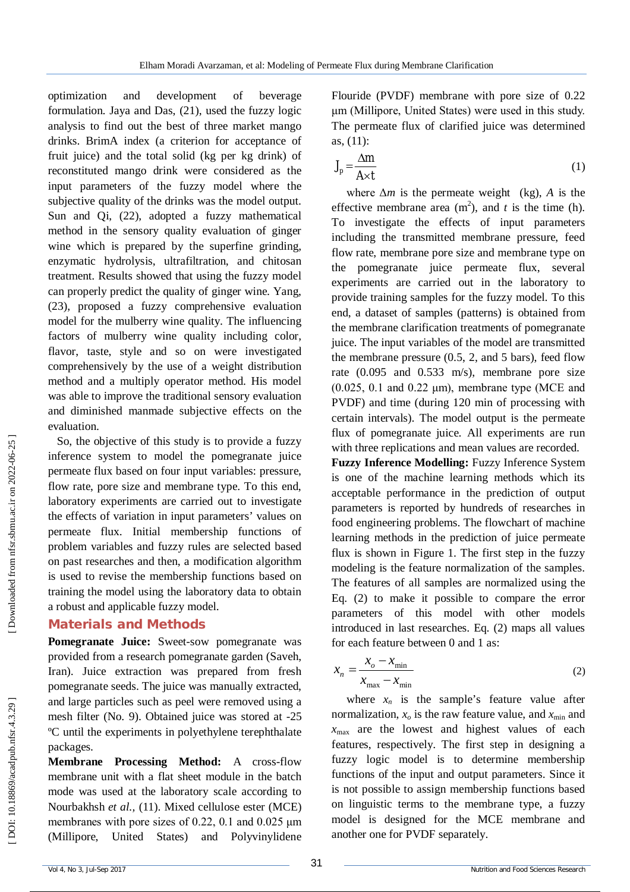optimization and development of beverage formulation. Jaya and Das, (21), used the fuzzy logic analysis to find out the best of three market mango drinks. BrimA index (a criterion for acceptance of fruit juice) and the total solid (kg per kg drink) of reconstituted mango drink were considered as the input parameters of the fuzzy model where the subjective quality of the drinks was the model output. Sun and Qi, (22), adopted a fuzzy mathematical method in the sensory quality evaluation of ginger wine which is prepared by the superfine grinding, enzymatic hydrolysis, ultrafiltration, and chitosan treatment. Results showed that using the fuzzy model can properly predict the quality of ginger wine. Yang, (23), proposed a fuzzy comprehensive evaluation model for the mulberry wine quality. The influencing factors of mulberry wine quality including color, flavor, taste, style and so on were investigated comprehensively by the use of a weight distribution method and a multiply operator method. His model was able to improve the traditional sensory evaluation and diminished manmade subjective effects on the evaluation.

So, the objective of this study is to provide a fuzzy inference system to model the pomegranate juice permeate flux based on four input variables: pressure, flow rate, pore size and membrane type. To this end, laboratory experiments are carried out to investigate the effects of variation in input parameters' values on permeate flux. Initial membership functions of problem variables and fuzzy rules are selected based on past researches and then, a modification algorithm is used to revise the membership functions based on training the model using the laboratory data to obtain a robust and applicable fuzzy model.

## Materials and Methods

**Pomegranate Juice:** Sweet-sow pomegranate was provided from a research pomegranate garden (Saveh, Iran). Juice extraction was prepared from fresh pomegranate seeds. The juice was manually extracted, and large particles such as peel were removed using a mesh filter (No. 9). Obtained juice was stored at -25 ºC until the experiments in polyethylene terephthalate packages.

**Membrane Processing Method:** A cross-flow membrane unit with a flat sheet module in the batch mode was used at the laboratory scale according to Nourbakhsh *et al.*, (11). Mixed cellulose ester (MCE) membranes with pore sizes of 0.22, 0.1 and 0.025 μm (Millipore, United States) and Polyvinylidene Flouride (PVDF) membrane with pore size of 0.22 μm (Millipore, United States) were used in this study. The permeate flux of clarified juice was determined as, (11):

$$J_p = \frac{\Delta m}{A \times t} \tag{1}$$

where $\Delta m$ is the permeate weight (kg), $A$ is the effective membrane area ($m^2$), and $t$ is the time (h). To investigate the effects of input parameters including the transmitted membrane pressure, feed flow rate, membrane pore size and membrane type on the pomegranate juice permeate flux, several experiments are carried out in the laboratory to provide training samples for the fuzzy model. To this end, a dataset of samples (patterns) is obtained from the membrane clarification treatments of pomegranate juice. The input variables of the model are transmitted the membrane pressure (0.5, 2, and 5 bars), feed flow rate (0.095 and 0.533 m/s), membrane pore size (0.025, 0.1 and 0.22 μm), membrane type (MCE and PVDF) and time (during 120 min of processing with certain intervals). The model output is the permeate flux of pomegranate juice. All experiments are run with three replications and mean values are recorded.

**Fuzzy Inference Modelling:** Fuzzy Inference System is one of the machine learning methods which its acceptable performance in the prediction of output parameters is reported by hundreds of researches in food engineering problems. The flowchart of machine learning methods in the prediction of juice permeate flux is shown in Figure 1. The first step in the fuzzy modeling is the feature normalization of the samples. The features of all samples are normalized using the Eq. (2) to make it possible to compare the error parameters of this model with other models introduced in last researches. Eq. (2) maps all values for each feature between 0 and 1 as:

$$x_n = \frac{x_o - x_{\min}}{x_{\max} - x_{\min}} \tag{2}$$

where $x_n$ is the sample's feature value after normalization, $x_o$ is the raw feature value, and $x_{\min}$ and $x_{\max}$ are the lowest and highest values of each features, respectively. The first step in designing a fuzzy logic model is to determine membership functions of the input and output parameters. Since it is not possible to assign membership functions based on linguistic terms to the membrane type, a fuzzy model is designed for the MCE membrane and another one for PVDF separately.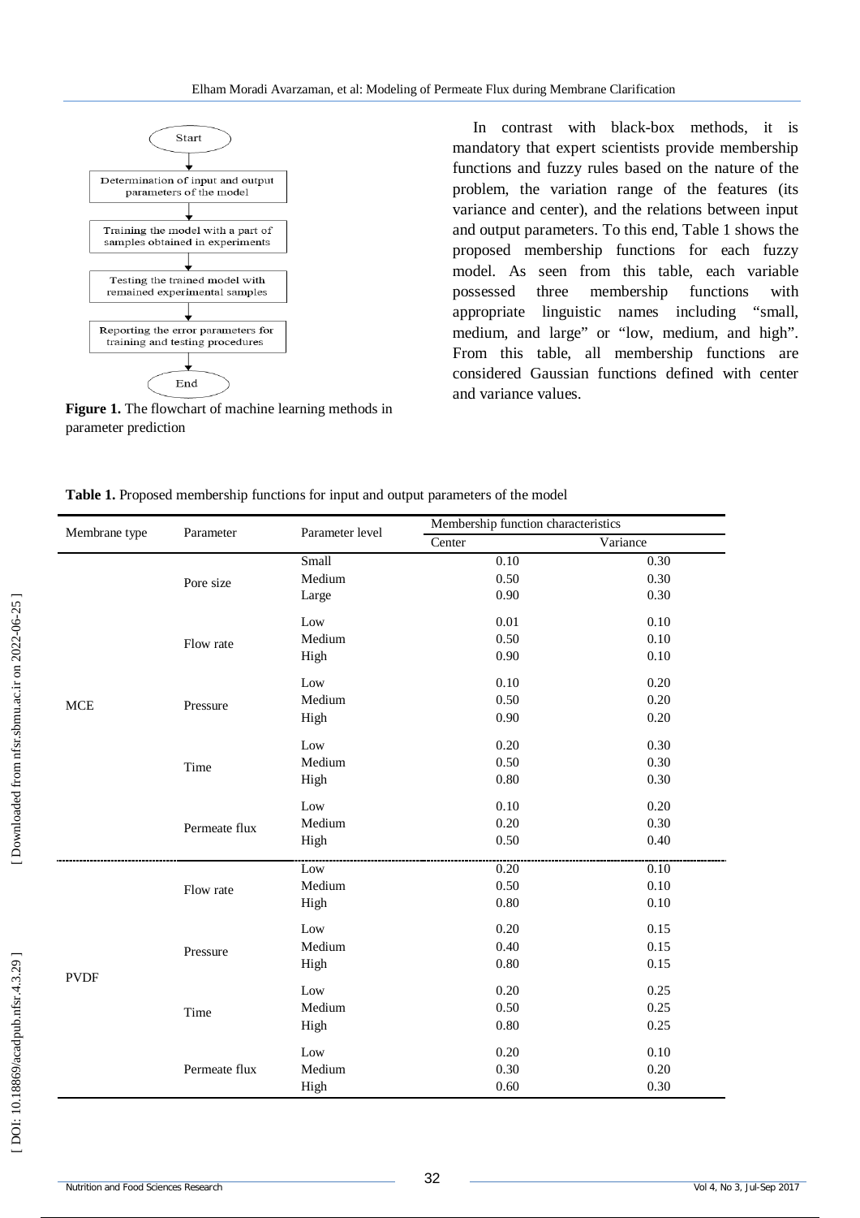Start

Determination of input and output parameters of the model

Training the model with a part of samples obtained in experiments

Testing the trained model with remained experimental samples

Reporting the error parameters for training and testing procedures

End

**Figure 1.** The flowchart of machine learning methods in parameter prediction

In contrast with black-box methods, it is mandatory that expert scientists provide membership functions and fuzzy rules based on the nature of the problem, the variation range of the features (its variance and center), and the relations between input and output parameters. To this end, Table 1 shows the proposed membership functions for each fuzzy model. As seen from this table, each variable possessed three membership functions with appropriate linguistic names including "small, medium, and large" or "low, medium, and high". From this table, all membership functions are considered Gaussian functions defined with center and variance values.

**Table 1.** Proposed membership functions for input and output parameters of the model

| Membrane type | Parameter | Parameter level | Membership function characteristics | |
|---|---|---|---|---|
| | | | Center | Variance |
| MCE | Pore size | Small | 0.10 | 0.30 |
| | | Medium | 0.50 | 0.30 |
| | | Large | 0.90 | 0.30 |
| | Flow rate | Low | 0.01 | 0.10 |
| | | Medium | 0.50 | 0.10 |
| | | High | 0.90 | 0.10 |
| | Pressure | Low | 0.10 | 0.20 |
| | | Medium | 0.50 | 0.20 |
| | | High | 0.90 | 0.20 |
| | Time | Low | 0.20 | 0.30 |
| | | Medium | 0.50 | 0.30 |
| | | High | 0.80 | 0.30 |
| | Permeate flux | Low | 0.10 | 0.20 |
| | | Medium | 0.20 | 0.30 |
| | | High | 0.50 | 0.40 |
| PVDF | Flow rate | Low | 0.20 | 0.10 |
| | | Medium | 0.50 | 0.10 |
| | | High | 0.80 | 0.10 |
| | Pressure | Low | 0.20 | 0.15 |
| | | Medium | 0.40 | 0.15 |
| | | High | 0.80 | 0.15 |
| | Time | Low | 0.20 | 0.25 |
| | | Medium | 0.50 | 0.25 |
| | | High | 0.80 | 0.25 |
| | Permeate flux | Low | 0.20 | 0.10 |
| | | Medium | 0.30 | 0.20 |
| | | High | 0.60 | 0.30 |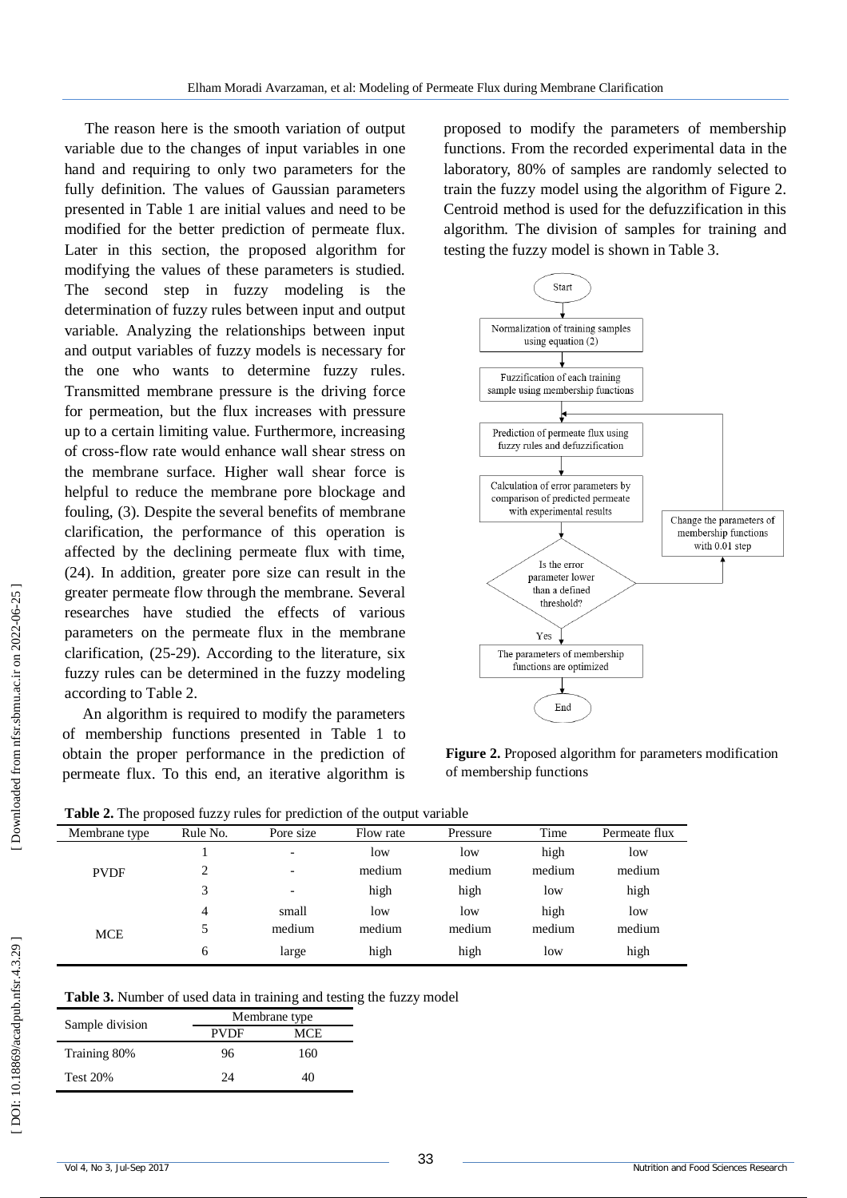The reason here is the smooth variation of output variable due to the changes of input variables in one hand and requiring to only two parameters for the fully definition. The values of Gaussian parameters presented in Table 1 are initial values and need to be modified for the better prediction of permeate flux. Later in this section, the proposed algorithm for modifying the values of these parameters is studied. The second step in fuzzy modeling is the determination of fuzzy rules between input and output variable. Analyzing the relationships between input and output variables of fuzzy models is necessary for the one who wants to determine fuzzy rules. Transmitted membrane pressure is the driving force for permeation, but the flux increases with pressure up to a certain limiting value. Furthermore, increasing of cross-flow rate would enhance wall shear stress on the membrane surface. Higher wall shear force is helpful to reduce the membrane pore blockage and fouling, (3). Despite the several benefits of membrane clarification, the performance of this operation is affected by the declining permeate flux with time, (24). In addition, greater pore size can result in the greater permeate flow through the membrane. Several researches have studied the effects of various parameters on the permeate flux in the membrane clarification, (25-29). According to the literature, six fuzzy rules can be determined in the fuzzy modeling according to Table 2.

An algorithm is required to modify the parameters of membership functions presented in Table 1 to obtain the proper performance in the prediction of permeate flux. To this end, an iterative algorithm is proposed to modify the parameters of membership functions. From the recorded experimental data in the laboratory, 80% of samples are randomly selected to train the fuzzy model using the algorithm of Figure 2. Centroid method is used for the defuzzification in this algorithm. The division of samples for training and testing the fuzzy model is shown in Table 3.

Start → Normalization of training samples using equation (2) → Fuzzification of each training sample using membership functions → Prediction of permeate flux using fuzzy rules and defuzzification → Calculation of error parameters by comparison of predicted permeate with experimental results → Is the error parameter lower than a defined threshold? (No: Change the parameters of membership functions with 0.01 step → back to prediction; Yes: The parameters of membership functions are optimized) → End

**Figure 2.** Proposed algorithm for parameters modification of membership functions

**Table 2.** The proposed fuzzy rules for prediction of the output variable

| Membrane type | Rule No. | Pore size | Flow rate | Pressure | Time | Permeate flux |
|---|---|---|---|---|---|---|
| PVDF | 1 | - | low | low | high | low |
| | 2 | - | medium | medium | medium | medium |
| | 3 | - | high | high | low | high |
| MCE | 4 | small | low | low | high | low |
| | 5 | medium | medium | medium | medium | medium |
| | 6 | large | high | high | low | high |

**Table 3.** Number of used data in training and testing the fuzzy model

| Sample division | Membrane type | |
|---|---|---|
| | PVDF | MCE |
| Training 80% | 96 | 160 |
| Test 20% | 24 | 40 |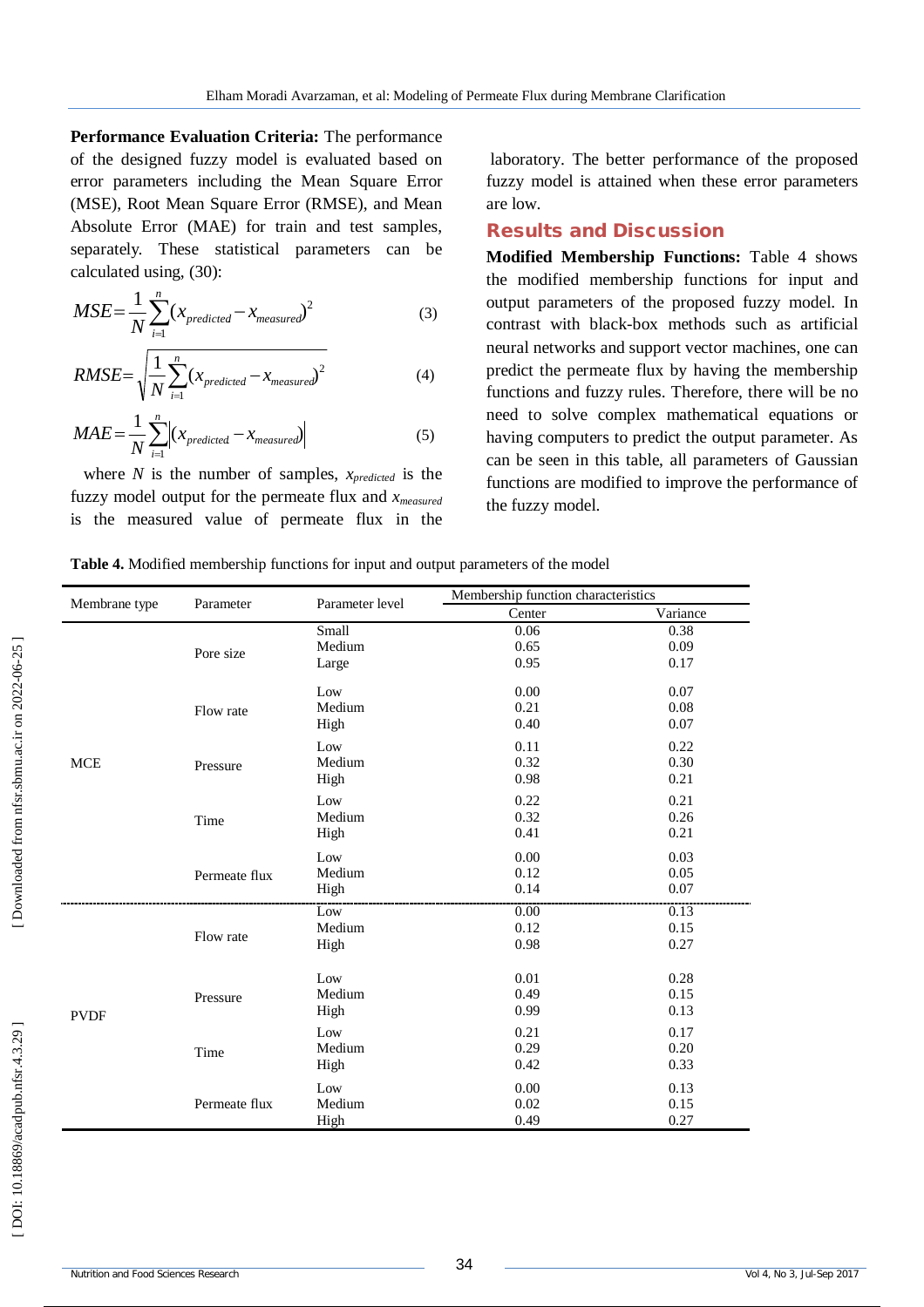**Performance Evaluation Criteria:** The performance of the designed fuzzy model is evaluated based on error parameters including the Mean Square Error (MSE), Root Mean Square Error (RMSE), and Mean Absolute Error (MAE) for train and test samples, separately. These statistical parameters can be calculated using, (30):

$$MSE=\frac{1}{N}\sum_{i=1}^{n}(x_{predicted}-x_{measured})^2 \tag{3}$$

$$RMSE=\sqrt{\frac{1}{N}\sum_{i=1}^{n}(x_{predicted}-x_{measured})^2} \tag{4}$$

$$MAE=\frac{1}{N}\sum_{i=1}^{n}\left|(x_{predicted}-x_{measured})\right| \tag{5}$$

where $N$ is the number of samples, $x_{predicted}$ is the fuzzy model output for the permeate flux and $x_{measured}$ is the measured value of permeate flux in the laboratory. The better performance of the proposed fuzzy model is attained when these error parameters are low.

## Results and Discussion

**Modified Membership Functions:** Table 4 shows the modified membership functions for input and output parameters of the proposed fuzzy model. In contrast with black-box methods such as artificial neural networks and support vector machines, one can predict the permeate flux by having the membership functions and fuzzy rules. Therefore, there will be no need to solve complex mathematical equations or having computers to predict the output parameter. As can be seen in this table, all parameters of Gaussian functions are modified to improve the performance of the fuzzy model.

**Table 4.** Modified membership functions for input and output parameters of the model

| Membrane type | Parameter | Parameter level | Membership function characteristics | |
|---|---|---|---|---|
| | | | Center | Variance |
| MCE | Pore size | Small | 0.06 | 0.38 |
| | | Medium | 0.65 | 0.09 |
| | | Large | 0.95 | 0.17 |
| | Flow rate | Low | 0.00 | 0.07 |
| | | Medium | 0.21 | 0.08 |
| | | High | 0.40 | 0.07 |
| | Pressure | Low | 0.11 | 0.22 |
| | | Medium | 0.32 | 0.30 |
| | | High | 0.98 | 0.21 |
| | Time | Low | 0.22 | 0.21 |
| | | Medium | 0.32 | 0.26 |
| | | High | 0.41 | 0.21 |
| | Permeate flux | Low | 0.00 | 0.03 |
| | | Medium | 0.12 | 0.05 |
| | | High | 0.14 | 0.07 |
| PVDF | Flow rate | Low | 0.00 | 0.13 |
| | | Medium | 0.12 | 0.15 |
| | | High | 0.98 | 0.27 |
| | Pressure | Low | 0.01 | 0.28 |
| | | Medium | 0.49 | 0.15 |
| | | High | 0.99 | 0.13 |
| | Time | Low | 0.21 | 0.17 |
| | | Medium | 0.29 | 0.20 |
| | | High | 0.42 | 0.33 |
| | Permeate flux | Low | 0.00 | 0.13 |
| | | Medium | 0.02 | 0.15 |
| | | High | 0.49 | 0.27 |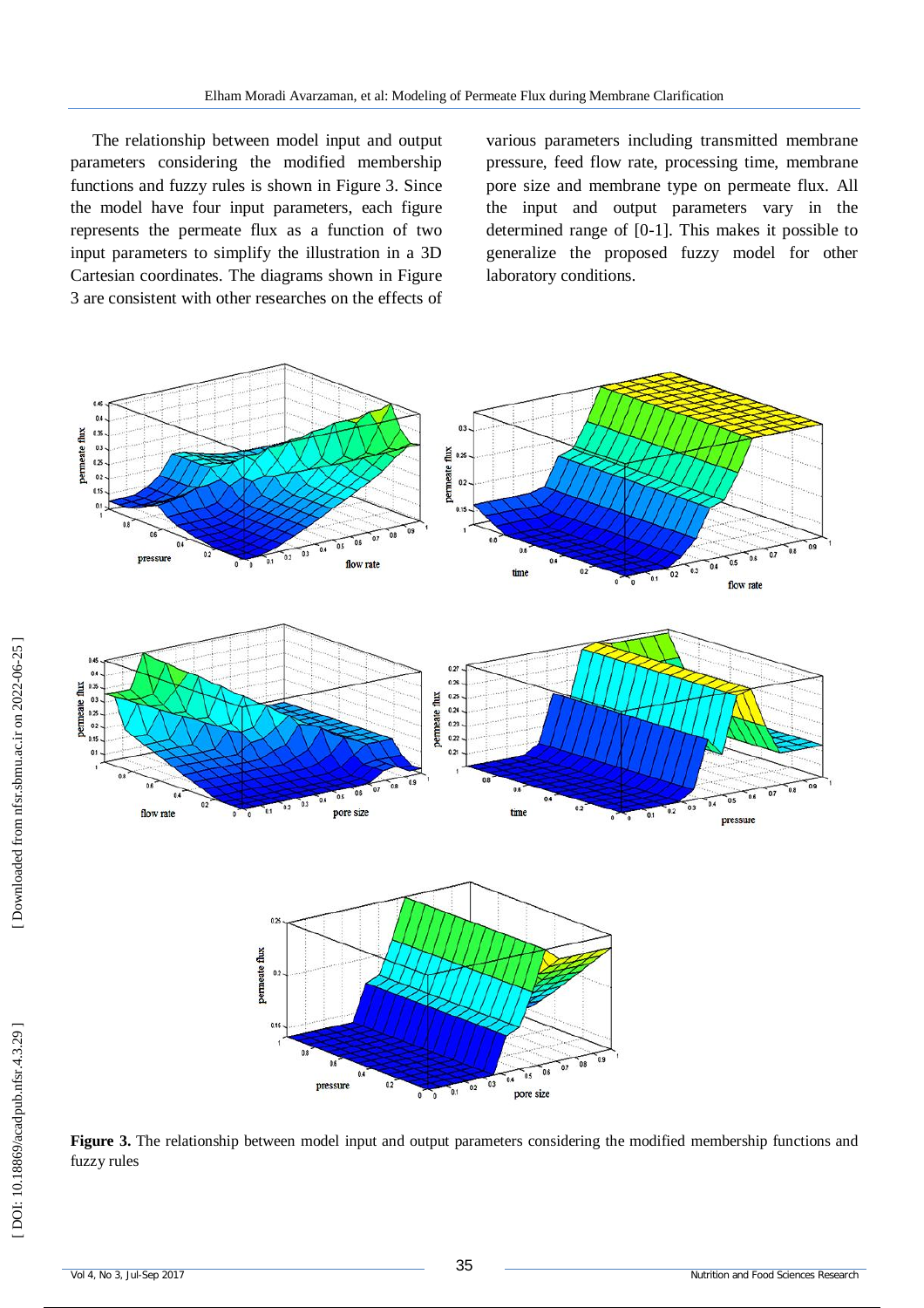The relationship between model input and output parameters considering the modified membership functions and fuzzy rules is shown in Figure 3. Since the model have four input parameters, each figure represents the permeate flux as a function of two input parameters to simplify the illustration in a 3D Cartesian coordinates. The diagrams shown in Figure 3 are consistent with other researches on the effects of various parameters including transmitted membrane pressure, feed flow rate, processing time, membrane pore size and membrane type on permeate flux. All the input and output parameters vary in the determined range of [0-1]. This makes it possible to generalize the proposed fuzzy model for other laboratory conditions.

**Figure 3.** The relationship between model input and output parameters considering the modified membership functions and fuzzy rules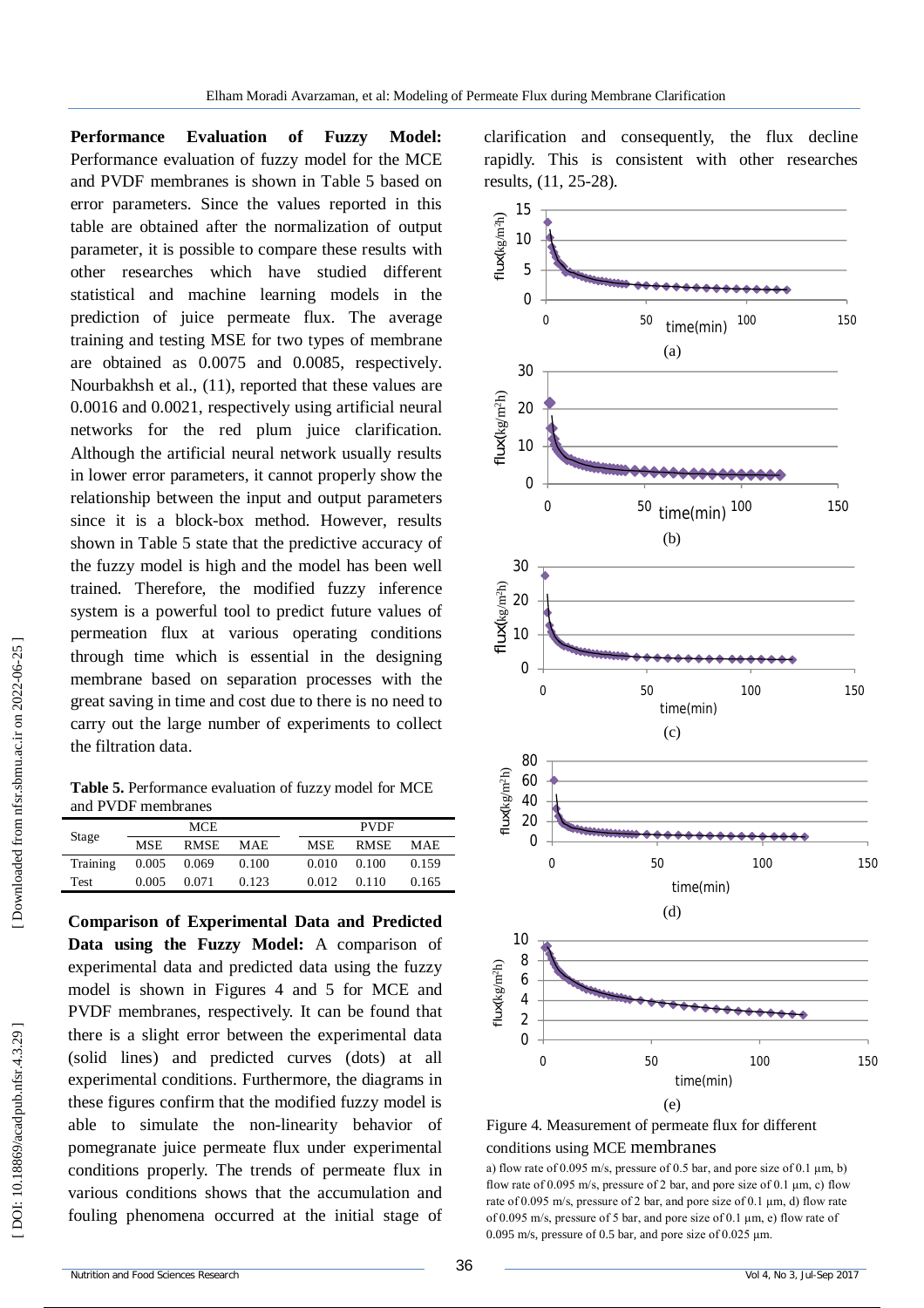**Performance Evaluation of Fuzzy Model:** Performance evaluation of fuzzy model for the MCE and PVDF membranes is shown in Table 5 based on error parameters. Since the values reported in this table are obtained after the normalization of output parameter, it is possible to compare these results with other researches which have studied different statistical and machine learning models in the prediction of juice permeate flux. The average training and testing MSE for two types of membrane are obtained as 0.0075 and 0.0085, respectively. Nourbakhsh et al., (11), reported that these values are 0.0016 and 0.0021, respectively using artificial neural networks for the red plum juice clarification. Although the artificial neural network usually results in lower error parameters, it cannot properly show the relationship between the input and output parameters since it is a block-box method. However, results shown in Table 5 state that the predictive accuracy of the fuzzy model is high and the model has been well trained. Therefore, the modified fuzzy inference system is a powerful tool to predict future values of permeation flux at various operating conditions through time which is essential in the designing membrane based on separation processes with the great saving in time and cost due to there is no need to carry out the large number of experiments to collect the filtration data.

**Table 5.** Performance evaluation of fuzzy model for MCE and PVDF membranes

| Stage | MCE | | | PVDF | | |
|---|---|---|---|---|---|---|
| | MSE | RMSE | MAE | MSE | RMSE | MAE |
| Training | 0.005 | 0.069 | 0.100 | 0.010 | 0.100 | 0.159 |
| Test | 0.005 | 0.071 | 0.123 | 0.012 | 0.110 | 0.165 |

**Comparison of Experimental Data and Predicted Data using the Fuzzy Model:** A comparison of experimental data and predicted data using the fuzzy model is shown in Figures 4 and 5 for MCE and PVDF membranes, respectively. It can be found that there is a slight error between the experimental data (solid lines) and predicted curves (dots) at all experimental conditions. Furthermore, the diagrams in these figures confirm that the modified fuzzy model is able to simulate the non-linearity behavior of pomegranate juice permeate flux under experimental conditions properly. The trends of permeate flux in various conditions shows that the accumulation and fouling phenomena occurred at the initial stage of clarification and consequently, the flux decline rapidly. This is consistent with other researches results, (11, 25-28).

Figure 4. Measurement of permeate flux for different conditions using MCE membranes

a) flow rate of 0.095 m/s, pressure of 0.5 bar, and pore size of 0.1 μm, b) flow rate of 0.095 m/s, pressure of 2 bar, and pore size of 0.1 μm, c) flow rate of 0.095 m/s, pressure of 2 bar, and pore size of 0.1 μm, d) flow rate of 0.095 m/s, pressure of 5 bar, and pore size of 0.1 μm, e) flow rate of 0.095 m/s, pressure of 0.5 bar, and pore size of 0.025 μm.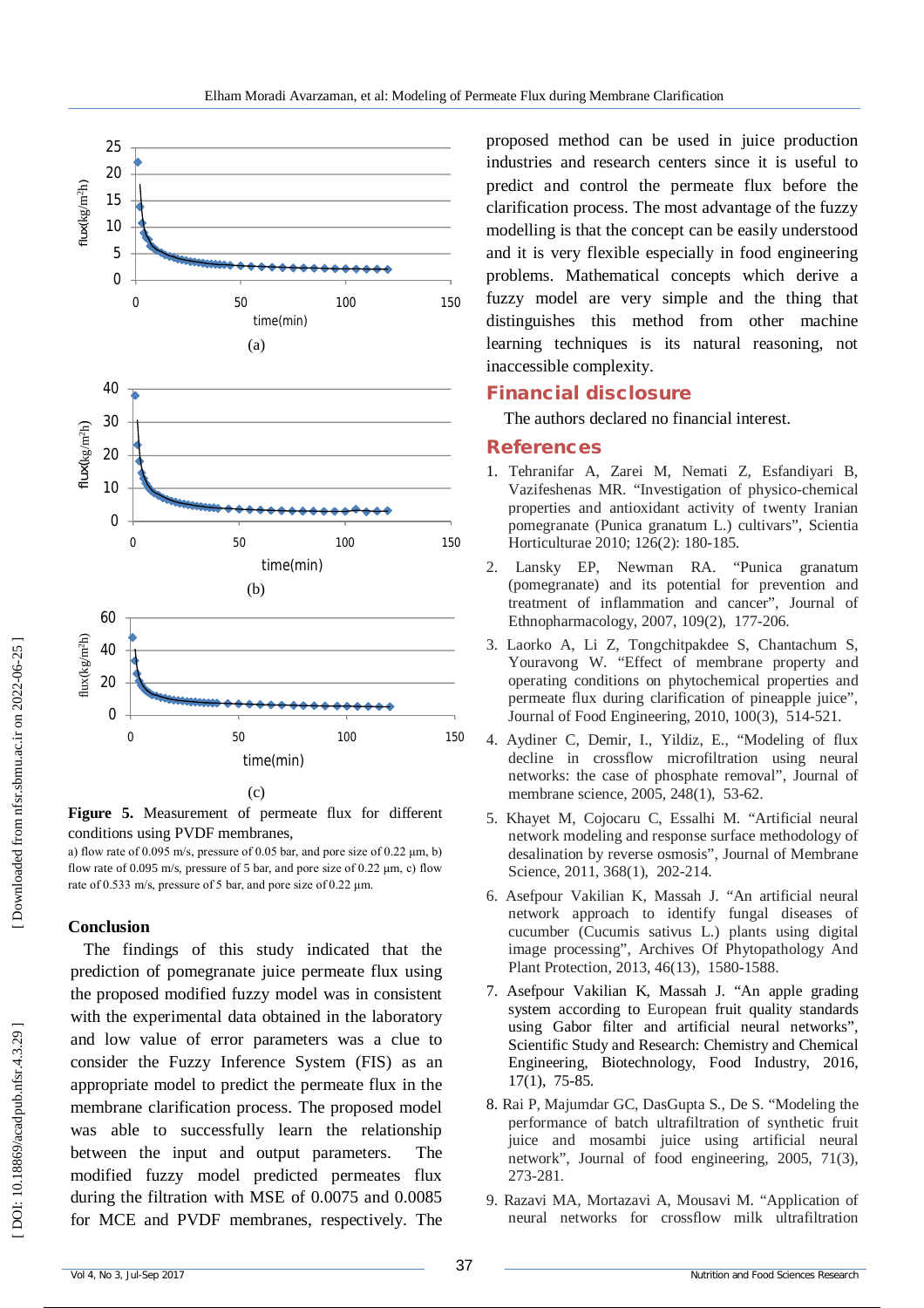**Figure 5.** Measurement of permeate flux for different conditions using PVDF membranes,

a) flow rate of 0.095 m/s, pressure of 0.05 bar, and pore size of 0.22 µm, b) flow rate of 0.095 m/s, pressure of 5 bar, and pore size of 0.22 µm, c) flow rate of 0.533 m/s, pressure of 5 bar, and pore size of 0.22 µm.

## Conclusion

The findings of this study indicated that the prediction of pomegranate juice permeate flux using the proposed modified fuzzy model was in consistent with the experimental data obtained in the laboratory and low value of error parameters was a clue to consider the Fuzzy Inference System (FIS) as an appropriate model to predict the permeate flux in the membrane clarification process. The proposed model was able to successfully learn the relationship between the input and output parameters. The modified fuzzy model predicted permeates flux during the filtration with MSE of 0.0075 and 0.0085 for MCE and PVDF membranes, respectively. The proposed method can be used in juice production industries and research centers since it is useful to predict and control the permeate flux before the clarification process. The most advantage of the fuzzy modelling is that the concept can be easily understood and it is very flexible especially in food engineering problems. Mathematical concepts which derive a fuzzy model are very simple and the thing that distinguishes this method from other machine learning techniques is its natural reasoning, not inaccessible complexity.

## Financial disclosure

The authors declared no financial interest.

## References

1. Tehranifar A, Zarei M, Nemati Z, Esfandiyari B, Vazifeshenas MR. "Investigation of physico-chemical properties and antioxidant activity of twenty Iranian pomegranate (Punica granatum L.) cultivars", Scientia Horticulturae 2010; 126(2): 180-185.
2. Lansky EP, Newman RA. "Punica granatum (pomegranate) and its potential for prevention and treatment of inflammation and cancer", Journal of Ethnopharmacology, 2007, 109(2), 177-206.
3. Laorko A, Li Z, Tongchitpakdee S, Chantachum S, Youravong W. "Effect of membrane property and operating conditions on phytochemical properties and permeate flux during clarification of pineapple juice", Journal of Food Engineering, 2010, 100(3), 514-521.
4. Aydiner C, Demir, I., Yildiz, E., "Modeling of flux decline in crossflow microfiltration using neural networks: the case of phosphate removal", Journal of membrane science, 2005, 248(1), 53-62.
5. Khayet M, Cojocaru C, Essalhi M. "Artificial neural network modeling and response surface methodology of desalination by reverse osmosis", Journal of Membrane Science, 2011, 368(1), 202-214.
6. Asefpour Vakilian K, Massah J. "An artificial neural network approach to identify fungal diseases of cucumber (Cucumis sativus L.) plants using digital image processing", Archives Of Phytopathology And Plant Protection, 2013, 46(13), 1580-1588.
7. Asefpour Vakilian K, Massah J. "An apple grading system according to European fruit quality standards using Gabor filter and artificial neural networks", Scientific Study and Research: Chemistry and Chemical Engineering, Biotechnology, Food Industry, 2016, 17(1), 75-85.
8. Rai P, Majumdar GC, DasGupta S., De S. "Modeling the performance of batch ultrafiltration of synthetic fruit juice and mosambi juice using artificial neural network", Journal of food engineering, 2005, 71(3), 273-281.
9. Razavi MA, Mortazavi A, Mousavi M. "Application of neural networks for crossflow milk ultrafiltration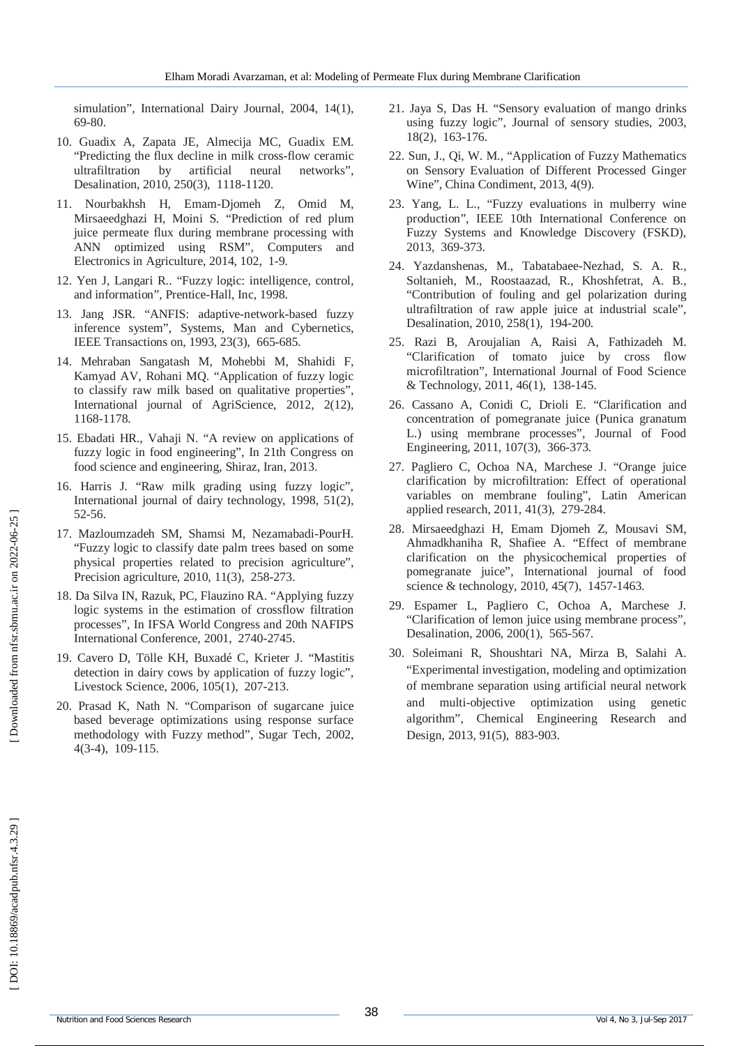simulation", International Dairy Journal, 2004, 14(1), 69-80.

10. Guadix A, Zapata JE, Almecija MC, Guadix EM. "Predicting the flux decline in milk cross-flow ceramic ultrafiltration by artificial neural networks", Desalination, 2010, 250(3), 1118-1120.

11. Nourbakhsh H, Emam-Djomeh Z, Omid M, Mirsaeedghazi H, Moini S. "Prediction of red plum juice permeate flux during membrane processing with ANN optimized using RSM", Computers and Electronics in Agriculture, 2014, 102, 1-9.

12. Yen J, Langari R.. "Fuzzy logic: intelligence, control, and information", Prentice-Hall, Inc, 1998.

13. Jang JSR. "ANFIS: adaptive-network-based fuzzy inference system", Systems, Man and Cybernetics, IEEE Transactions on, 1993, 23(3), 665-685.

14. Mehraban Sangatash M, Mohebbi M, Shahidi F, Kamyad AV, Rohani MQ. "Application of fuzzy logic to classify raw milk based on qualitative properties", International journal of AgriScience, 2012, 2(12), 1168-1178.

15. Ebadati HR., Vahaji N. "A review on applications of fuzzy logic in food engineering", In 21th Congress on food science and engineering, Shiraz, Iran, 2013.

16. Harris J. "Raw milk grading using fuzzy logic", International journal of dairy technology, 1998, 51(2), 52-56.

17. Mazloumzadeh SM, Shamsi M, Nezamabadi-PourH. "Fuzzy logic to classify date palm trees based on some physical properties related to precision agriculture", Precision agriculture, 2010, 11(3), 258-273.

18. Da Silva IN, Razuk, PC, Flauzino RA. "Applying fuzzy logic systems in the estimation of crossflow filtration processes", In IFSA World Congress and 20th NAFIPS International Conference, 2001, 2740-2745.

19. Cavero D, Tölle KH, Buxadé C, Krieter J. "Mastitis detection in dairy cows by application of fuzzy logic", Livestock Science, 2006, 105(1), 207-213.

20. Prasad K, Nath N. "Comparison of sugarcane juice based beverage optimizations using response surface methodology with Fuzzy method", Sugar Tech, 2002, 4(3-4), 109-115.

21. Jaya S, Das H. "Sensory evaluation of mango drinks using fuzzy logic", Journal of sensory studies, 2003, 18(2), 163-176.

22. Sun, J., Qi, W. M., "Application of Fuzzy Mathematics on Sensory Evaluation of Different Processed Ginger Wine", China Condiment, 2013, 4(9).

23. Yang, L. L., "Fuzzy evaluations in mulberry wine production", IEEE 10th International Conference on Fuzzy Systems and Knowledge Discovery (FSKD), 2013, 369-373.

24. Yazdanshenas, M., Tabatabaee-Nezhad, S. A. R., Soltanieh, M., Roostaazad, R., Khoshfetrat, A. B., "Contribution of fouling and gel polarization during ultrafiltration of raw apple juice at industrial scale", Desalination, 2010, 258(1), 194-200.

25. Razi B, Aroujalian A, Raisi A, Fathizadeh M. "Clarification of tomato juice by cross flow microfiltration", International Journal of Food Science & Technology, 2011, 46(1), 138-145.

26. Cassano A, Conidi C, Drioli E. "Clarification and concentration of pomegranate juice (Punica granatum L.) using membrane processes", Journal of Food Engineering, 2011, 107(3), 366-373.

27. Pagliero C, Ochoa NA, Marchese J. "Orange juice clarification by microfiltration: Effect of operational variables on membrane fouling", Latin American applied research, 2011, 41(3), 279-284.

28. Mirsaeedghazi H, Emam Djomeh Z, Mousavi SM, Ahmadkhaniha R, Shafiee A. "Effect of membrane clarification on the physicochemical properties of pomegranate juice", International journal of food science & technology, 2010, 45(7), 1457-1463.

29. Espamer L, Pagliero C, Ochoa A, Marchese J. "Clarification of lemon juice using membrane process", Desalination, 2006, 200(1), 565-567.

30. Soleimani R, Shoushtari NA, Mirza B, Salahi A. "Experimental investigation, modeling and optimization of membrane separation using artificial neural network and multi-objective optimization using genetic algorithm", Chemical Engineering Research and Design, 2013, 91(5), 883-903.